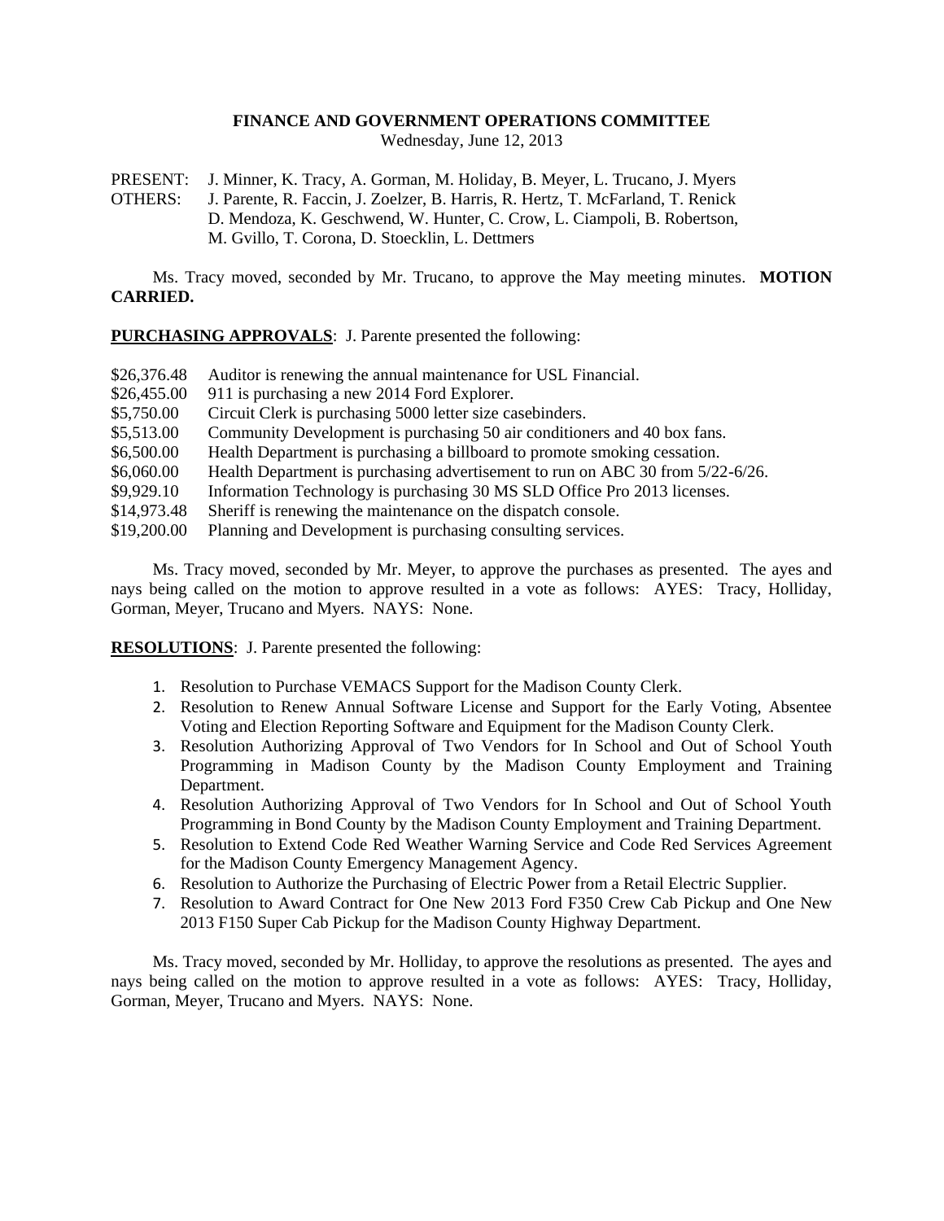**FINANCE AND GOVERNMENT OPERATIONS COMMITTEE**
Wednesday, June 12, 2013

PRESENT: J. Minner, K. Tracy, A. Gorman, M. Holiday, B. Meyer, L. Trucano, J. Myers
OTHERS: J. Parente, R. Faccin, J. Zoelzer, B. Harris, R. Hertz, T. McFarland, T. Renick D. Mendoza, K. Geschwend, W. Hunter, C. Crow, L. Ciampoli, B. Robertson, M. Gvillo, T. Corona, D. Stoecklin, L. Dettmers

Ms. Tracy moved, seconded by Mr. Trucano, to approve the May meeting minutes. **MOTION CARRIED.**

**PURCHASING APPROVALS**: J. Parente presented the following:

| | |
|---|---|
| $26,376.48 | Auditor is renewing the annual maintenance for USL Financial. |
| $26,455.00 | 911 is purchasing a new 2014 Ford Explorer. |
| $5,750.00 | Circuit Clerk is purchasing 5000 letter size casebinders. |
| $5,513.00 | Community Development is purchasing 50 air conditioners and 40 box fans. |
| $6,500.00 | Health Department is purchasing a billboard to promote smoking cessation. |
| $6,060.00 | Health Department is purchasing advertisement to run on ABC 30 from 5/22-6/26. |
| $9,929.10 | Information Technology is purchasing 30 MS SLD Office Pro 2013 licenses. |
| $14,973.48 | Sheriff is renewing the maintenance on the dispatch console. |
| $19,200.00 | Planning and Development is purchasing consulting services. |

Ms. Tracy moved, seconded by Mr. Meyer, to approve the purchases as presented. The ayes and nays being called on the motion to approve resulted in a vote as follows: AYES: Tracy, Holliday, Gorman, Meyer, Trucano and Myers. NAYS: None.

**RESOLUTIONS**: J. Parente presented the following:

1. Resolution to Purchase VEMACS Support for the Madison County Clerk.
2. Resolution to Renew Annual Software License and Support for the Early Voting, Absentee Voting and Election Reporting Software and Equipment for the Madison County Clerk.
3. Resolution Authorizing Approval of Two Vendors for In School and Out of School Youth Programming in Madison County by the Madison County Employment and Training Department.
4. Resolution Authorizing Approval of Two Vendors for In School and Out of School Youth Programming in Bond County by the Madison County Employment and Training Department.
5. Resolution to Extend Code Red Weather Warning Service and Code Red Services Agreement for the Madison County Emergency Management Agency.
6. Resolution to Authorize the Purchasing of Electric Power from a Retail Electric Supplier.
7. Resolution to Award Contract for One New 2013 Ford F350 Crew Cab Pickup and One New 2013 F150 Super Cab Pickup for the Madison County Highway Department.

Ms. Tracy moved, seconded by Mr. Holliday, to approve the resolutions as presented. The ayes and nays being called on the motion to approve resulted in a vote as follows: AYES: Tracy, Holliday, Gorman, Meyer, Trucano and Myers. NAYS: None.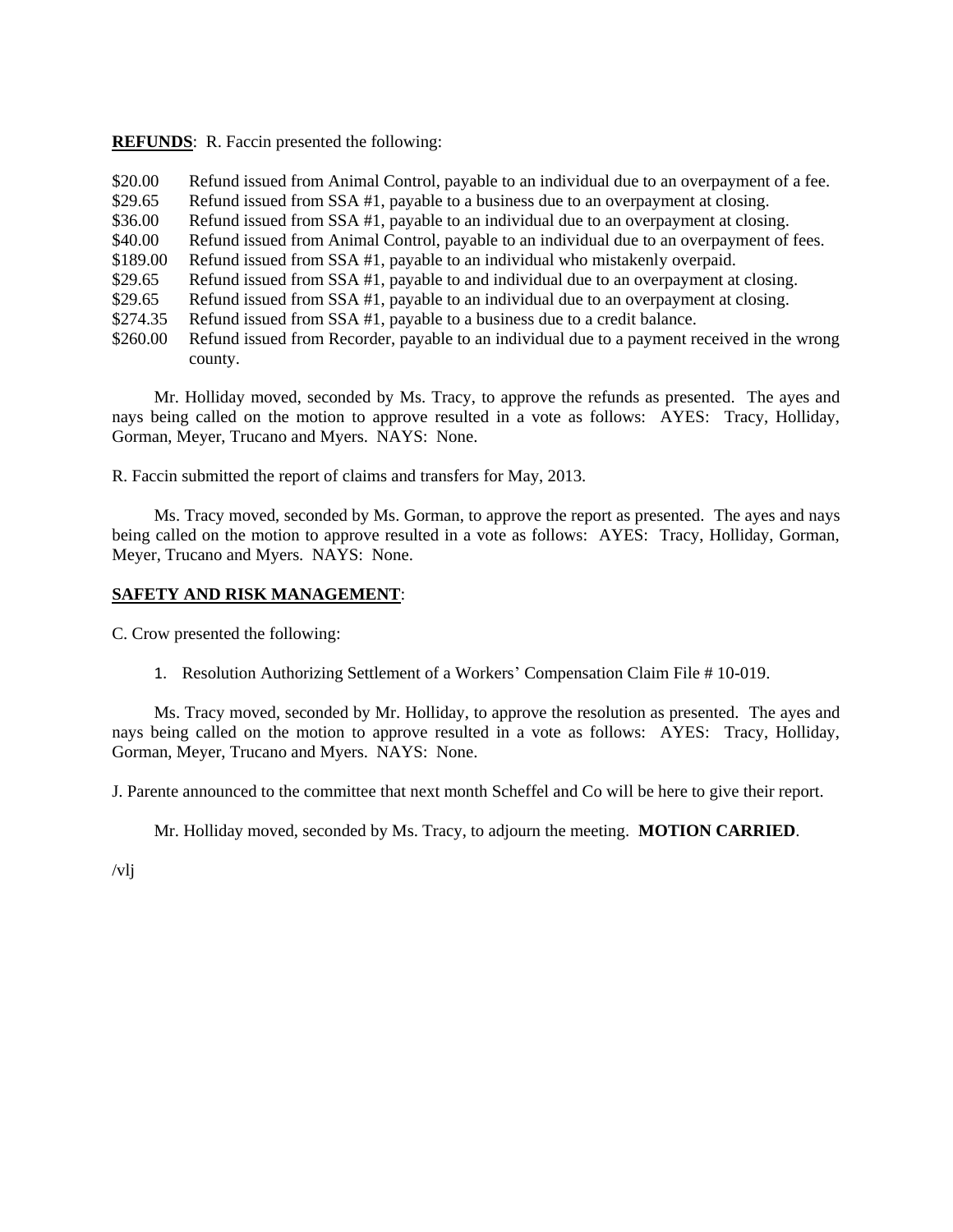**REFUNDS**: R. Faccin presented the following:

| | |
|---|---|
| $20.00 | Refund issued from Animal Control, payable to an individual due to an overpayment of a fee. |
| $29.65 | Refund issued from SSA #1, payable to a business due to an overpayment at closing. |
| $36.00 | Refund issued from SSA #1, payable to an individual due to an overpayment at closing. |
| $40.00 | Refund issued from Animal Control, payable to an individual due to an overpayment of fees. |
| $189.00 | Refund issued from SSA #1, payable to an individual who mistakenly overpaid. |
| $29.65 | Refund issued from SSA #1, payable to and individual due to an overpayment at closing. |
| $29.65 | Refund issued from SSA #1, payable to an individual due to an overpayment at closing. |
| $274.35 | Refund issued from SSA #1, payable to a business due to a credit balance. |
| $260.00 | Refund issued from Recorder, payable to an individual due to a payment received in the wrong county. |

Mr. Holliday moved, seconded by Ms. Tracy, to approve the refunds as presented. The ayes and nays being called on the motion to approve resulted in a vote as follows: AYES: Tracy, Holliday, Gorman, Meyer, Trucano and Myers. NAYS: None.

R. Faccin submitted the report of claims and transfers for May, 2013.

Ms. Tracy moved, seconded by Ms. Gorman, to approve the report as presented. The ayes and nays being called on the motion to approve resulted in a vote as follows: AYES: Tracy, Holliday, Gorman, Meyer, Trucano and Myers. NAYS: None.

**SAFETY AND RISK MANAGEMENT**:

C. Crow presented the following:

1. Resolution Authorizing Settlement of a Workers' Compensation Claim File # 10-019.

Ms. Tracy moved, seconded by Mr. Holliday, to approve the resolution as presented. The ayes and nays being called on the motion to approve resulted in a vote as follows: AYES: Tracy, Holliday, Gorman, Meyer, Trucano and Myers. NAYS: None.

J. Parente announced to the committee that next month Scheffel and Co will be here to give their report.

Mr. Holliday moved, seconded by Ms. Tracy, to adjourn the meeting. **MOTION CARRIED**.

/vlj